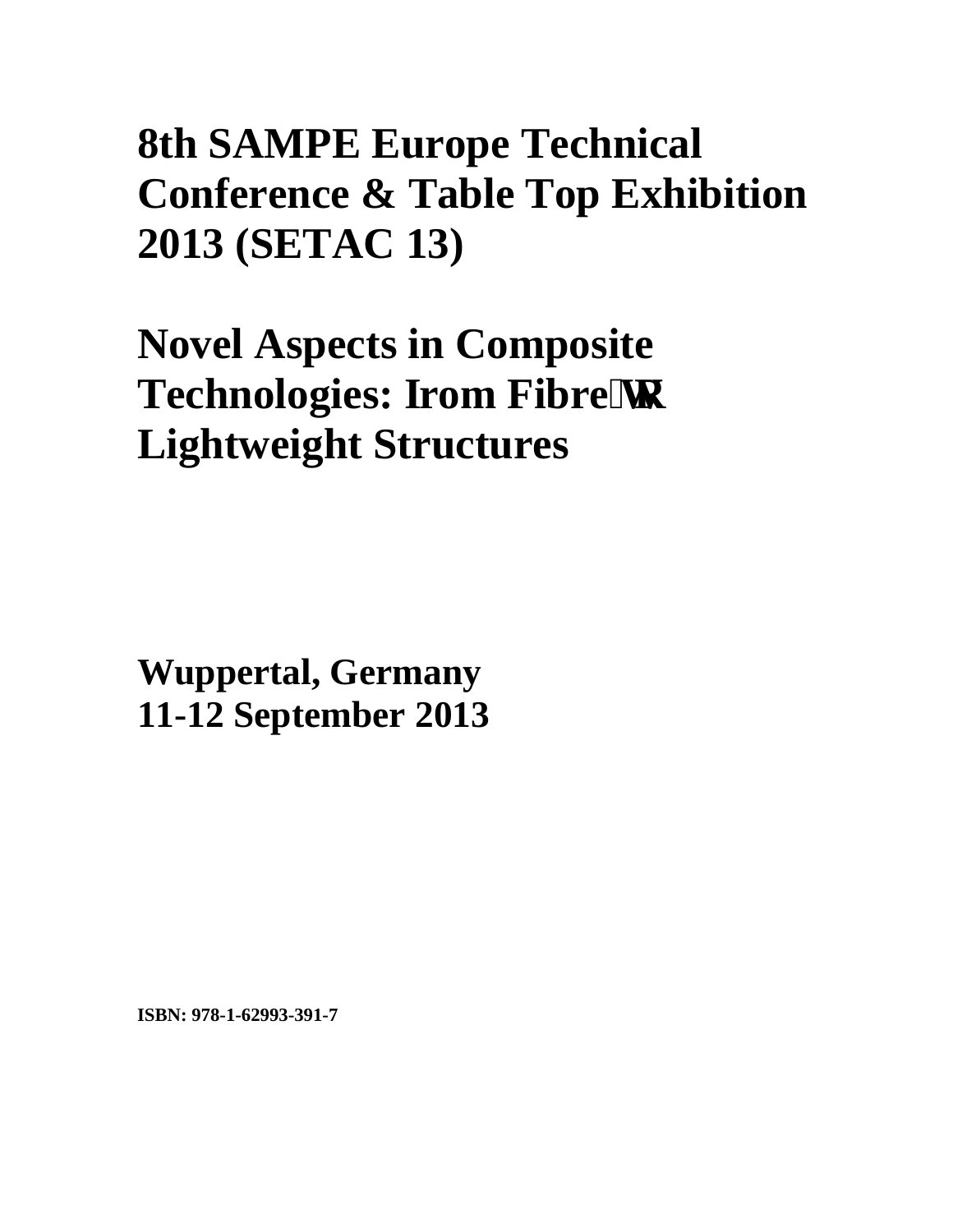# 8th SAMPE Europe Technical Conference & Table Top Exhibition 2013 (SETAC 13)

# Novel Aspects in Composite Technologies: Irom Fibre WR Lightweight Structures

**Wuppertal, Germany**
**11-12 September 2013**

**ISBN: 978-1-62993-391-7**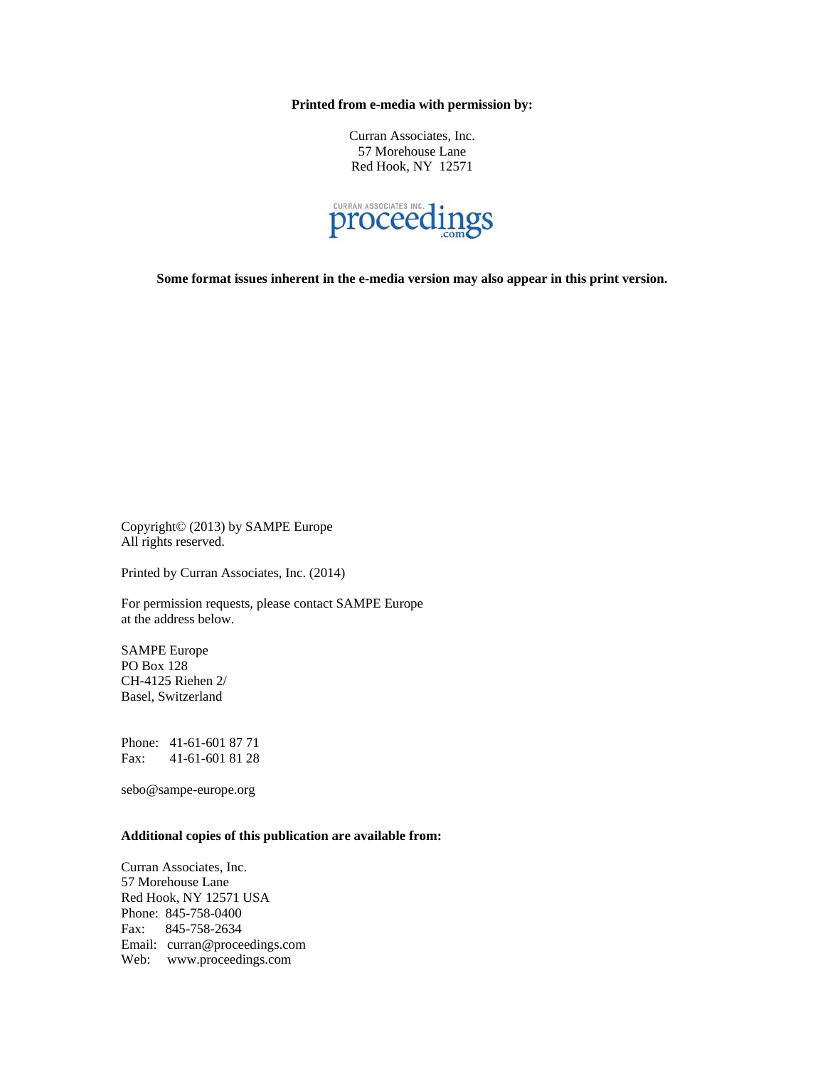**Printed from e-media with permission by:**

Curran Associates, Inc.
57 Morehouse Lane
Red Hook, NY 12571

CURRAN ASSOCIATES INC. proceedings.com

**Some format issues inherent in the e-media version may also appear in this print version.**

Copyright© (2013) by SAMPE Europe
All rights reserved.

Printed by Curran Associates, Inc. (2014)

For permission requests, please contact SAMPE Europe
at the address below.

SAMPE Europe
PO Box 128
CH-4125 Riehen 2/
Basel, Switzerland

Phone: 41-61-601 87 71
Fax: 41-61-601 81 28

sebo@sampe-europe.org

**Additional copies of this publication are available from:**

Curran Associates, Inc.
57 Morehouse Lane
Red Hook, NY 12571 USA
Phone: 845-758-0400
Fax: 845-758-2634
Email: curran@proceedings.com
Web: www.proceedings.com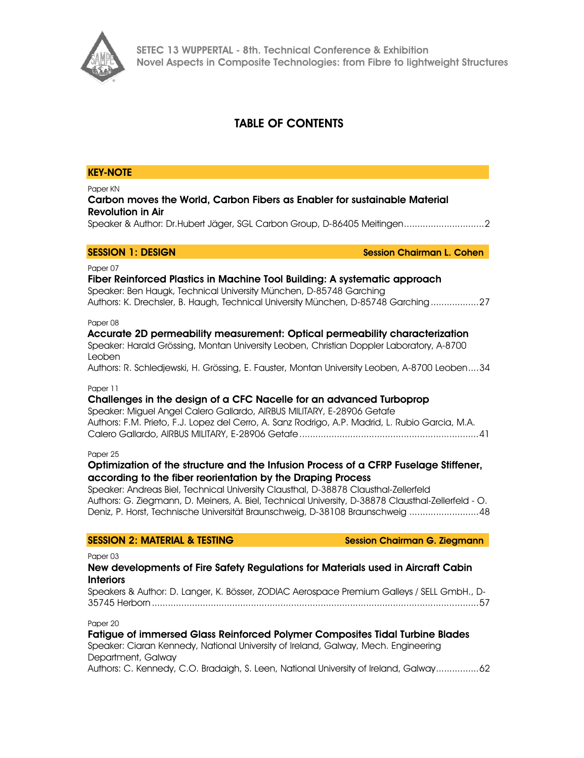# TABLE OF CONTENTS

## KEY-NOTE

Paper KN

**Carbon moves the World, Carbon Fibers as Enabler for sustainable Material Revolution in Air**

Speaker & Author: Dr.Hubert Jäger, SGL Carbon Group, D-86405 Meitingen..............................2

## SESSION 1: DESIGN — Session Chairman L. Cohen

Paper 07

**Fiber Reinforced Plastics in Machine Tool Building: A systematic approach**

Speaker: Ben Haugk, Technical University München, D-85748 Garching

Authors: K. Drechsler, B. Haugh, Technical University München, D-85748 Garching..................27

Paper 08

**Accurate 2D permeability measurement: Optical permeability characterization**

Speaker: Harald Grössing, Montan University Leoben, Christian Doppler Laboratory, A-8700 Leoben

Authors: R. Schledjewski, H. Grössing, E. Fauster, Montan University Leoben, A-8700 Leoben....34

Paper 11

**Challenges in the design of a CFC Nacelle for an advanced Turboprop**

Speaker: Miguel Angel Calero Gallardo, AIRBUS MILITARY, E-28906 Getafe

Authors: F.M. Prieto, F.J. Lopez del Cerro, A. Sanz Rodrigo, A.P. Madrid, L. Rubio Garcia, M.A. Calero Gallardo, AIRBUS MILITARY, E-28906 Getafe..................................................................41

Paper 25

**Optimization of the structure and the Infusion Process of a CFRP Fuselage Stiffener, according to the fiber reorientation by the Draping Process**

Speaker: Andreas Biel, Technical University Clausthal, D-38878 Clausthal-Zellerfeld

Authors: G. Ziegmann, D. Meiners, A. Biel, Technical University, D-38878 Clausthal-Zellerfeld - O. Deniz, P. Horst, Technische Universität Braunschweig, D-38108 Braunschweig ..........................48

## SESSION 2: MATERIAL & TESTING — Session Chairman G. Ziegmann

Paper 03

**New developments of Fire Safety Regulations for Materials used in Aircraft Cabin Interiors**

Speakers & Author: D. Langer, K. Bösser, ZODIAC Aerospace Premium Galleys / SELL GmbH., D-35745 Herborn.......................................................................................................................57

Paper 20

**Fatigue of immersed Glass Reinforced Polymer Composites Tidal Turbine Blades**

Speaker: Ciaran Kennedy, National University of Ireland, Galway, Mech. Engineering Department, Galway

Authors: C. Kennedy, C.O. Bradaigh, S. Leen, National University of Ireland, Galway................62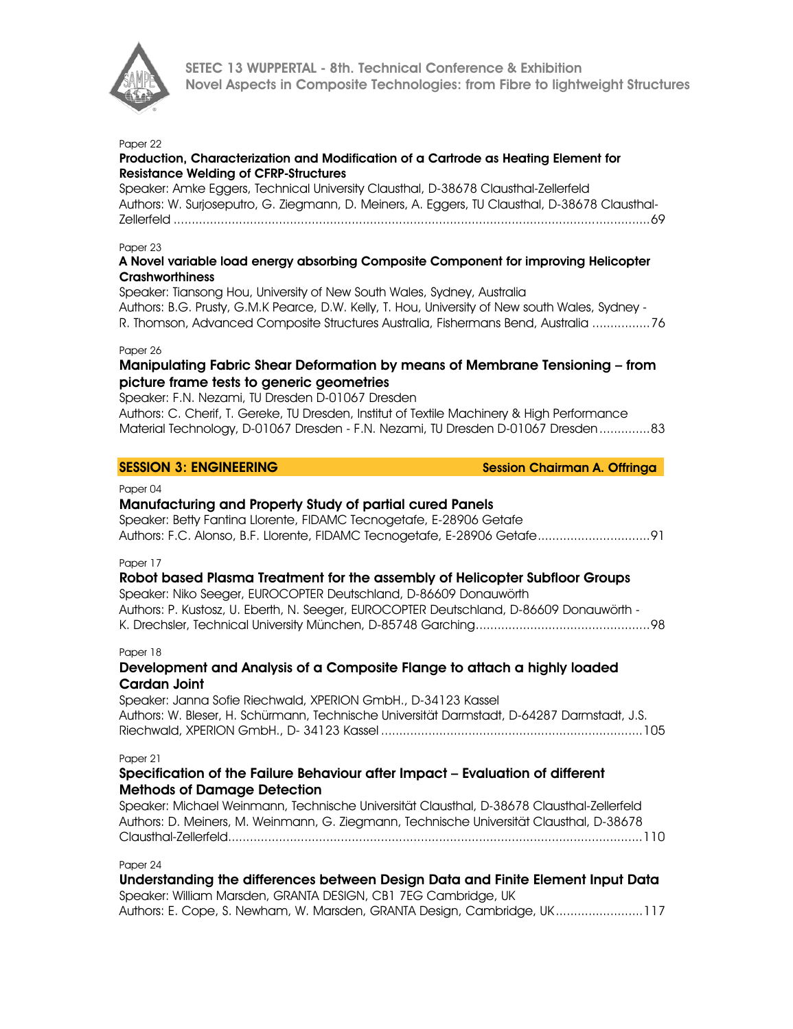Paper 22

**Production, Characterization and Modification of a Cartrode as Heating Element for Resistance Welding of CFRP-Structures**

Speaker: Amke Eggers, Technical University Clausthal, D-38678 Clausthal-Zellerfeld
Authors: W. Surjoseputro, G. Ziegmann, D. Meiners, A. Eggers, TU Clausthal, D-38678 Clausthal-Zellerfeld ....................................................................................................................................69

Paper 23

**A Novel variable load energy absorbing Composite Component for improving Helicopter Crashworthiness**

Speaker: Tiansong Hou, University of New South Wales, Sydney, Australia
Authors: B.G. Prusty, G.M.K Pearce, D.W. Kelly, T. Hou, University of New south Wales, Sydney - R. Thomson, Advanced Composite Structures Australia, Fishermans Bend, Australia ................76

Paper 26

**Manipulating Fabric Shear Deformation by means of Membrane Tensioning – from picture frame tests to generic geometries**

Speaker: F.N. Nezami, TU Dresden D-01067 Dresden
Authors: C. Cherif, T. Gereke, TU Dresden, Institut of Textile Machinery & High Performance Material Technology, D-01067 Dresden - F.N. Nezami, TU Dresden D-01067 Dresden..............83

## SESSION 3: ENGINEERING — Session Chairman A. Offringa

Paper 04

**Manufacturing and Property Study of partial cured Panels**

Speaker: Betty Fantina Llorente, FIDAMC Tecnogetafe, E-28906 Getafe
Authors: F.C. Alonso, B.F. Llorente, FIDAMC Tecnogetafe, E-28906 Getafe...............................91

Paper 17

**Robot based Plasma Treatment for the assembly of Helicopter Subfloor Groups**

Speaker: Niko Seeger, EUROCOPTER Deutschland, D-86609 Donauwörth
Authors: P. Kustosz, U. Eberth, N. Seeger, EUROCOPTER Deutschland, D-86609 Donauwörth - K. Drechsler, Technical University München, D-85748 Garching................................................98

Paper 18

**Development and Analysis of a Composite Flange to attach a highly loaded Cardan Joint**

Speaker: Janna Sofie Riechwald, XPERION GmbH., D-34123 Kassel
Authors: W. Bleser, H. Schürmann, Technische Universität Darmstadt, D-64287 Darmstadt, J.S. Riechwald, XPERION GmbH., D- 34123 Kassel .......................................................................105

Paper 21

**Specification of the Failure Behaviour after Impact – Evaluation of different Methods of Damage Detection**

Speaker: Michael Weinmann, Technische Universität Clausthal, D-38678 Clausthal-Zellerfeld
Authors: D. Meiners, M. Weinmann, G. Ziegmann, Technische Universität Clausthal, D-38678 Clausthal-Zellerfeld.................................................................................................................110

Paper 24

**Understanding the differences between Design Data and Finite Element Input Data**

Speaker: William Marsden, GRANTA DESIGN, CB1 7EG Cambridge, UK
Authors: E. Cope, S. Newham, W. Marsden, GRANTA Design, Cambridge, UK........................117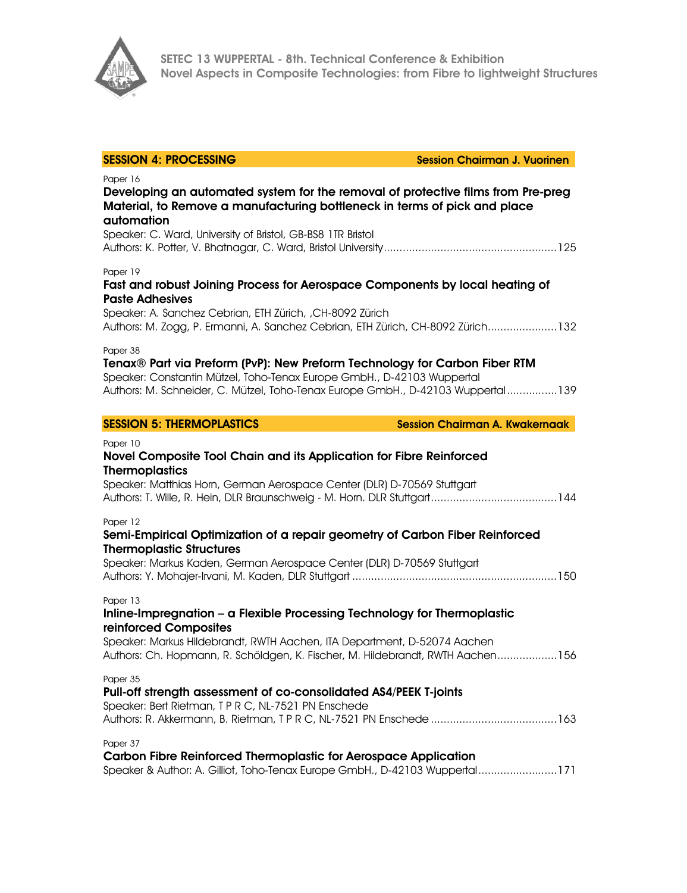## SESSION 4: PROCESSING — Session Chairman J. Vuorinen

Paper 16

**Developing an automated system for the removal of protective films from Pre-preg Material, to Remove a manufacturing bottleneck in terms of pick and place automation**

Speaker: C. Ward, University of Bristol, GB-BS8 1TR Bristol
Authors: K. Potter, V. Bhatnagar, C. Ward, Bristol University ........................................................125

Paper 19

**Fast and robust Joining Process for Aerospace Components by local heating of Paste Adhesives**

Speaker: A. Sanchez Cebrian, ETH Zürich, ,CH-8092 Zürich
Authors: M. Zogg, P. Ermanni, A. Sanchez Cebrian, ETH Zürich, CH-8092 Zürich......................132

Paper 38

**Tenax® Part via Preform (PvP): New Preform Technology for Carbon Fiber RTM**

Speaker: Constantin Mützel, Toho-Tenax Europe GmbH., D-42103 Wuppertal
Authors: M. Schneider, C. Mützel, Toho-Tenax Europe GmbH., D-42103 Wuppertal................139

## SESSION 5: THERMOPLASTICS — Session Chairman A. Kwakernaak

Paper 10

**Novel Composite Tool Chain and its Application for Fibre Reinforced Thermoplastics**

Speaker: Matthias Horn, German Aerospace Center (DLR) D-70569 Stuttgart
Authors: T. Wille, R. Hein, DLR Braunschweig - M. Horn. DLR Stuttgart........................................144

Paper 12

**Semi-Empirical Optimization of a repair geometry of Carbon Fiber Reinforced Thermoplastic Structures**

Speaker: Markus Kaden, German Aerospace Center (DLR) D-70569 Stuttgart
Authors: Y. Mohajer-Irvani, M. Kaden, DLR Stuttgart .................................................................150

Paper 13

**Inline-Impregnation – a Flexible Processing Technology for Thermoplastic reinforced Composites**

Speaker: Markus Hildebrandt, RWTH Aachen, ITA Department, D-52074 Aachen
Authors: Ch. Hopmann, R. Schöldgen, K. Fischer, M. Hildebrandt, RWTH Aachen...................156

Paper 35

**Pull-off strength assessment of co-consolidated AS4/PEEK T-joints**

Speaker: Bert Rietman, T P R C, NL-7521 PN Enschede
Authors: R. Akkermann, B. Rietman, T P R C, NL-7521 PN Enschede ........................................163

Paper 37

**Carbon Fibre Reinforced Thermoplastic for Aerospace Application**

Speaker & Author: A. Gilliot, Toho-Tenax Europe GmbH., D-42103 Wuppertal.........................171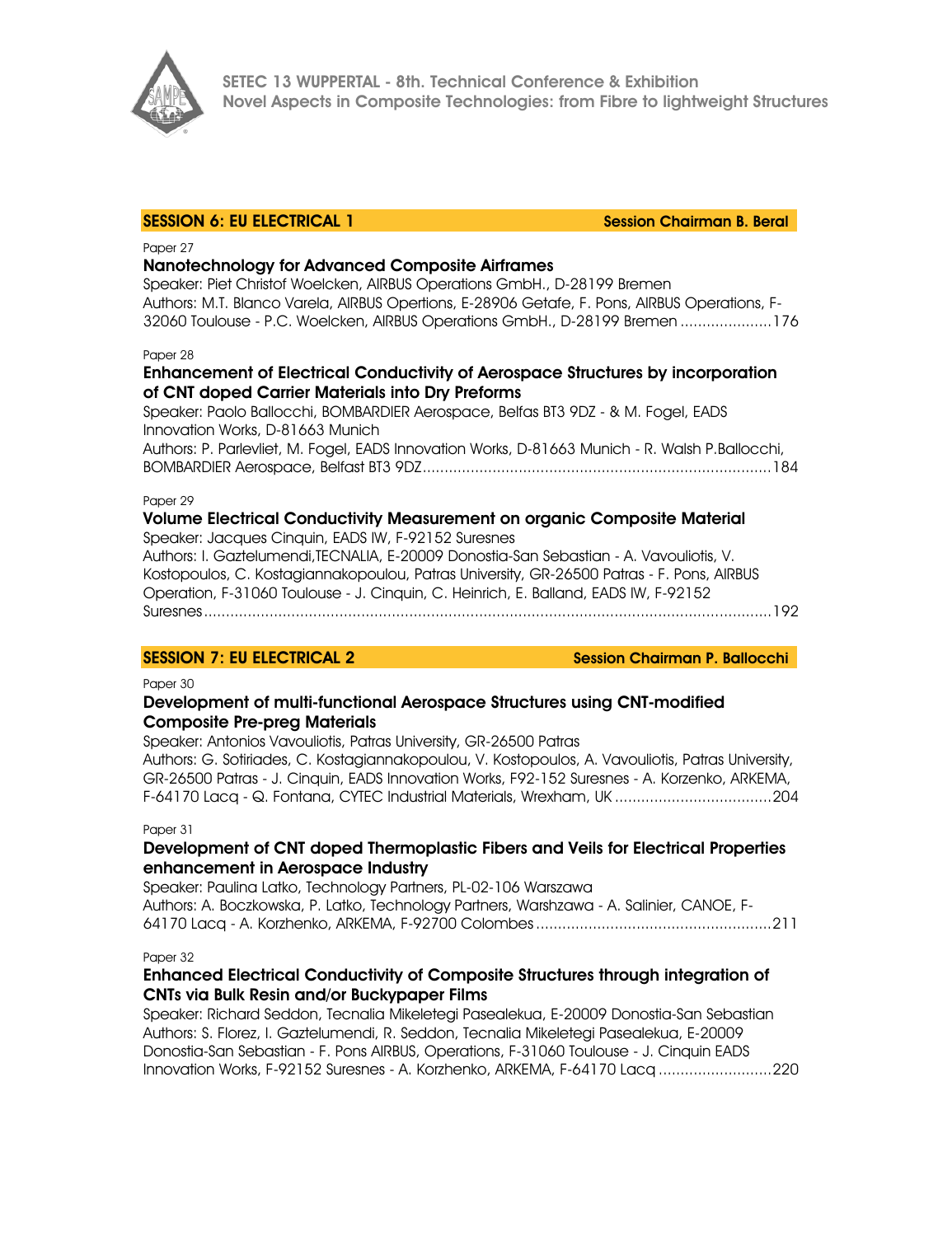## SESSION 6: EU ELECTRICAL 1 — Session Chairman B. Beral

Paper 27

**Nanotechnology for Advanced Composite Airframes**

Speaker: Piet Christof Woelcken, AIRBUS Operations GmbH., D-28199 Bremen
Authors: M.T. Blanco Varela, AIRBUS Opertions, E-28906 Getafe, F. Pons, AIRBUS Operations, F-32060 Toulouse - P.C. Woelcken, AIRBUS Operations GmbH., D-28199 Bremen ....................176

Paper 28

**Enhancement of Electrical Conductivity of Aerospace Structures by incorporation of CNT doped Carrier Materials into Dry Preforms**

Speaker: Paolo Ballocchi, BOMBARDIER Aerospace, Belfas BT3 9DZ - & M. Fogel, EADS Innovation Works, D-81663 Munich
Authors: P. Parlevliet, M. Fogel, EADS Innovation Works, D-81663 Munich - R. Walsh P.Ballocchi, BOMBARDIER Aerospace, Belfast BT3 9DZ...............................................................................184

Paper 29

**Volume Electrical Conductivity Measurement on organic Composite Material**

Speaker: Jacques Cinquin, EADS IW, F-92152 Suresnes
Authors: I. Gaztelumendi,TECNALIA, E-20009 Donostia-San Sebastian - A. Vavouliotis, V. Kostopoulos, C. Kostagiannakopoulou, Patras University, GR-26500 Patras - F. Pons, AIRBUS Operation, F-31060 Toulouse - J. Cinquin, C. Heinrich, E. Balland, EADS IW, F-92152 Suresnes.................................................................................................................................192

## SESSION 7: EU ELECTRICAL 2 — Session Chairman P. Ballocchi

Paper 30

**Development of multi-functional Aerospace Structures using CNT-modified Composite Pre-preg Materials**

Speaker: Antonios Vavouliotis, Patras University, GR-26500 Patras
Authors: G. Sotiriades, C. Kostagiannakopoulou, V. Kostopoulos, A. Vavouliotis, Patras University, GR-26500 Patras - J. Cinquin, EADS Innovation Works, F92-152 Suresnes - A. Korzenko, ARKEMA, F-64170 Lacq - Q. Fontana, CYTEC Industrial Materials, Wrexham, UK ....................................204

Paper 31

**Development of CNT doped Thermoplastic Fibers and Veils for Electrical Properties enhancement in Aerospace Industry**

Speaker: Paulina Latko, Technology Partners, PL-02-106 Warszawa
Authors: A. Boczkowska, P. Latko, Technology Partners, Warshzawa - A. Salinier, CANOE, F-64170 Lacq - A. Korzhenko, ARKEMA, F-92700 Colombes.....................................................211

Paper 32

**Enhanced Electrical Conductivity of Composite Structures through integration of CNTs via Bulk Resin and/or Buckypaper Films**

Speaker: Richard Seddon, Tecnalia Mikeletegi Pasealekua, E-20009 Donostia-San Sebastian
Authors: S. Florez, I. Gaztelumendi, R. Seddon, Tecnalia Mikeletegi Pasealekua, E-20009 Donostia-San Sebastian - F. Pons AIRBUS, Operations, F-31060 Toulouse - J. Cinquin EADS Innovation Works, F-92152 Suresnes - A. Korzhenko, ARKEMA, F-64170 Lacq ..........................220